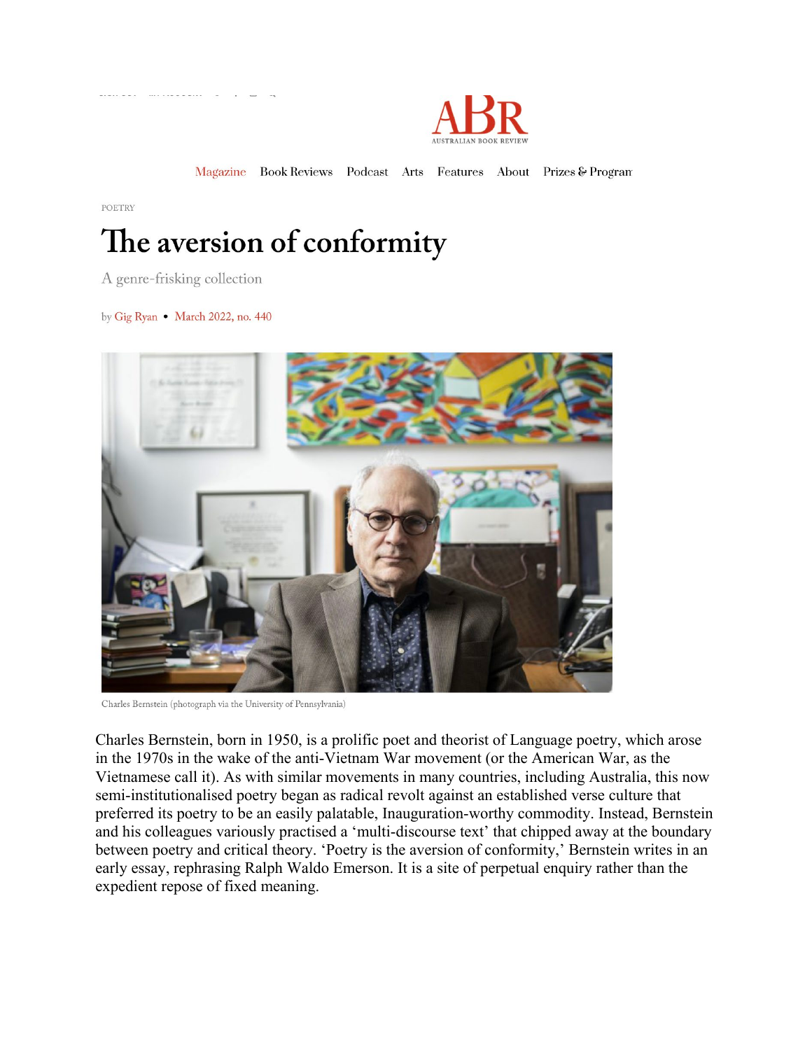POETRY

# The aversion of conformity

A genre-frisking collection

by Gig Ryan • March 2022, no. 440

Charles Bernstein (photograph via the University of Pennsylvania)

Charles Bernstein, born in 1950, is a prolific poet and theorist of Language poetry, which arose in the 1970s in the wake of the anti-Vietnam War movement (or the American War, as the Vietnamese call it). As with similar movements in many countries, including Australia, this now semi-institutionalised poetry began as radical revolt against an established verse culture that preferred its poetry to be an easily palatable, Inauguration-worthy commodity. Instead, Bernstein and his colleagues variously practised a 'multi-discourse text' that chipped away at the boundary between poetry and critical theory. 'Poetry is the aversion of conformity,' Bernstein writes in an early essay, rephrasing Ralph Waldo Emerson. It is a site of perpetual enquiry rather than the expedient repose of fixed meaning.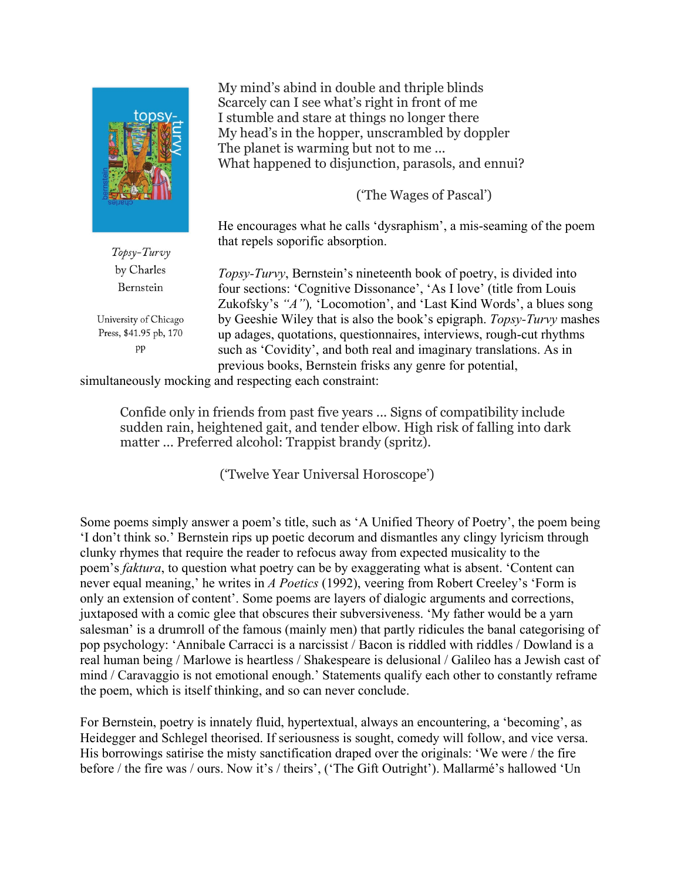*Topsy-Turvy*
by Charles Bernstein

University of Chicago Press, $41.95 pb, 170 pp

My mind's abind in double and thriple blinds
Scarcely can I see what's right in front of me
I stumble and stare at things no longer there
My head's in the hopper, unscrambled by doppler
The planet is warming but not to me ...
What happened to disjunction, parasols, and ennui?

('The Wages of Pascal')

He encourages what he calls 'dysraphism', a mis-seaming of the poem that repels soporific absorption.

*Topsy-Turvy*, Bernstein's nineteenth book of poetry, is divided into four sections: 'Cognitive Dissonance', 'As I love' (title from Louis Zukofsky's *"A")*, 'Locomotion', and 'Last Kind Words', a blues song by Geeshie Wiley that is also the book's epigraph. *Topsy-Turvy* mashes up adages, quotations, questionnaires, interviews, rough-cut rhythms such as 'Covidity', and both real and imaginary translations. As in previous books, Bernstein frisks any genre for potential, simultaneously mocking and respecting each constraint:

> Confide only in friends from past five years ... Signs of compatibility include sudden rain, heightened gait, and tender elbow. High risk of falling into dark matter ... Preferred alcohol: Trappist brandy (spritz).
>
> ('Twelve Year Universal Horoscope')

Some poems simply answer a poem's title, such as 'A Unified Theory of Poetry', the poem being 'I don't think so.' Bernstein rips up poetic decorum and dismantles any clingy lyricism through clunky rhymes that require the reader to refocus away from expected musicality to the poem's *faktura*, to question what poetry can be by exaggerating what is absent. 'Content can never equal meaning,' he writes in *A Poetics* (1992), veering from Robert Creeley's 'Form is only an extension of content'. Some poems are layers of dialogic arguments and corrections, juxtaposed with a comic glee that obscures their subversiveness. 'My father would be a yarn salesman' is a drumroll of the famous (mainly men) that partly ridicules the banal categorising of pop psychology: 'Annibale Carracci is a narcissist / Bacon is riddled with riddles / Dowland is a real human being / Marlowe is heartless / Shakespeare is delusional / Galileo has a Jewish cast of mind / Caravaggio is not emotional enough.' Statements qualify each other to constantly reframe the poem, which is itself thinking, and so can never conclude.

For Bernstein, poetry is innately fluid, hypertextual, always an encountering, a 'becoming', as Heidegger and Schlegel theorised. If seriousness is sought, comedy will follow, and vice versa. His borrowings satirise the misty sanctification draped over the originals: 'We were / the fire before / the fire was / ours. Now it's / theirs', ('The Gift Outright'). Mallarmé's hallowed 'Un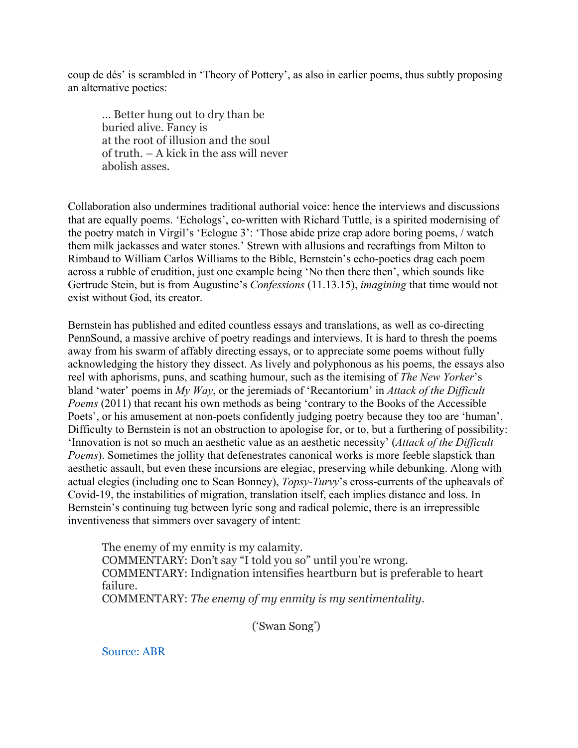coup de dés' is scrambled in 'Theory of Pottery', as also in earlier poems, thus subtly proposing an alternative poetics:

> ... Better hung out to dry than be
> buried alive. Fancy is
> at the root of illusion and the soul
> of truth. – A kick in the ass will never
> abolish asses.

Collaboration also undermines traditional authorial voice: hence the interviews and discussions that are equally poems. 'Echologs', co-written with Richard Tuttle, is a spirited modernising of the poetry match in Virgil's 'Eclogue 3': 'Those abide prize crap adore boring poems, / watch them milk jackasses and water stones.' Strewn with allusions and recraftings from Milton to Rimbaud to William Carlos Williams to the Bible, Bernstein's echo-poetics drag each poem across a rubble of erudition, just one example being 'No then there then', which sounds like Gertrude Stein, but is from Augustine's *Confessions* (11.13.15), *imagining* that time would not exist without God, its creator.

Bernstein has published and edited countless essays and translations, as well as co-directing PennSound, a massive archive of poetry readings and interviews. It is hard to thresh the poems away from his swarm of affably directing essays, or to appreciate some poems without fully acknowledging the history they dissect. As lively and polyphonous as his poems, the essays also reel with aphorisms, puns, and scathing humour, such as the itemising of *The New Yorker*'s bland 'water' poems in *My Way*, or the jeremiads of 'Recantorium' in *Attack of the Difficult Poems* (2011) that recant his own methods as being 'contrary to the Books of the Accessible Poets', or his amusement at non-poets confidently judging poetry because they too are 'human'. Difficulty to Bernstein is not an obstruction to apologise for, or to, but a furthering of possibility: 'Innovation is not so much an aesthetic value as an aesthetic necessity' (*Attack of the Difficult Poems*). Sometimes the jollity that defenestrates canonical works is more feeble slapstick than aesthetic assault, but even these incursions are elegiac, preserving while debunking. Along with actual elegies (including one to Sean Bonney), *Topsy-Turvy*'s cross-currents of the upheavals of Covid-19, the instabilities of migration, translation itself, each implies distance and loss. In Bernstein's continuing tug between lyric song and radical polemic, there is an irrepressible inventiveness that simmers over savagery of intent:

> The enemy of my enmity is my calamity.
> COMMENTARY: Don't say "I told you so" until you're wrong.
> COMMENTARY: Indignation intensifies heartburn but is preferable to heart failure.
> COMMENTARY: *The enemy of my enmity is my sentimentality.*
>
> ('Swan Song')

[Source: ABR]